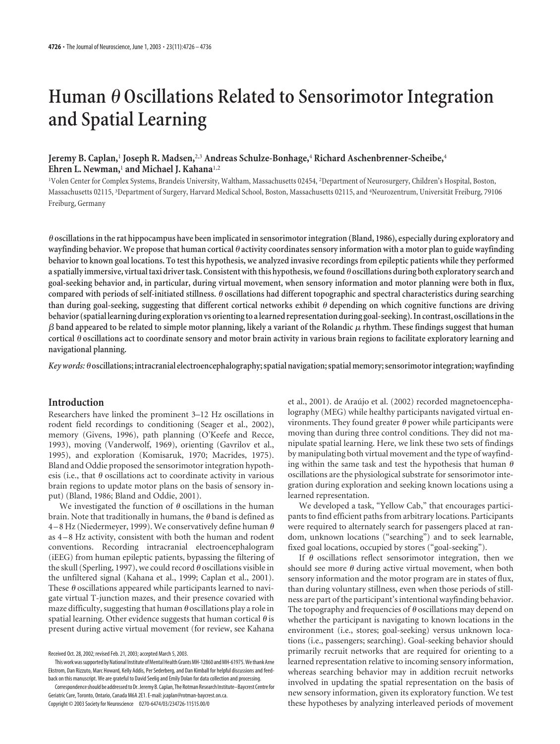# Human θ Oscillations Related to Sensorimotor Integration and Spatial Learning

**Jeremy B. Caplan,[1] Joseph R. Madsen,[2,3] Andreas Schulze-Bonhage,[4] Richard Aschenbrenner-Scheibe,[4] Ehren L. Newman,[1] and Michael J. Kahana[1,2]**

[1]Volen Center for Complex Systems, Brandeis University, Waltham, Massachusetts 02454, [2]Department of Neurosurgery, Children's Hospital, Boston, Massachusetts 02115, [3]Department of Surgery, Harvard Medical School, Boston, Massachusetts 02115, and [4]Neurozentrum, Universität Freiburg, 79106 Freiburg, Germany

**θ oscillations in the rat hippocampus have been implicated in sensorimotor integration (Bland, 1986), especially during exploratory and wayfinding behavior. We propose that human cortical θ activity coordinates sensory information with a motor plan to guide wayfinding behavior to known goal locations. To test this hypothesis, we analyzed invasive recordings from epileptic patients while they performed a spatially immersive, virtual taxi driver task. Consistent with this hypothesis, we found θ oscillations during both exploratory search and goal-seeking behavior and, in particular, during virtual movement, when sensory information and motor planning were both in flux, compared with periods of self-initiated stillness. θ oscillations had different topographic and spectral characteristics during searching than during goal-seeking, suggesting that different cortical networks exhibit θ depending on which cognitive functions are driving behavior (spatial learning during exploration vs orienting to a learned representation during goal-seeking). In contrast, oscillations in the β band appeared to be related to simple motor planning, likely a variant of the Rolandic μ rhythm. These findings suggest that human cortical θ oscillations act to coordinate sensory and motor brain activity in various brain regions to facilitate exploratory learning and navigational planning.**

*Key words:* **θ oscillations; intracranial electroencephalography; spatial navigation; spatial memory; sensorimotor integration; wayfinding**

## Introduction

Researchers have linked the prominent 3–12 Hz oscillations in rodent field recordings to conditioning (Seager et al., 2002), memory (Givens, 1996), path planning (O'Keefe and Recce, 1993), moving (Vanderwolf, 1969), orienting (Gavrilov et al., 1995), and exploration (Komisaruk, 1970; Macrides, 1975). Bland and Oddie proposed the sensorimotor integration hypothesis (i.e., that θ oscillations act to coordinate activity in various brain regions to update motor plans on the basis of sensory input) (Bland, 1986; Bland and Oddie, 2001).

We investigated the function of θ oscillations in the human brain. Note that traditionally in humans, the θ band is defined as 4–8 Hz (Niedermeyer, 1999). We conservatively define human θ as 4–8 Hz activity, consistent with both the human and rodent conventions. Recording intracranial electroencephalogram (iEEG) from human epileptic patients, bypassing the filtering of the skull (Sperling, 1997), we could record θ oscillations visible in the unfiltered signal (Kahana et al., 1999; Caplan et al., 2001). These θ oscillations appeared while participants learned to navigate virtual T-junction mazes, and their presence covaried with maze difficulty, suggesting that human θ oscillations play a role in spatial learning. Other evidence suggests that human cortical θ is present during active virtual movement (for review, see Kahana et al., 2001). de Araújo et al. (2002) recorded magnetoencephalography (MEG) while healthy participants navigated virtual environments. They found greater θ power while participants were moving than during three control conditions. They did not manipulate spatial learning. Here, we link these two sets of findings by manipulating both virtual movement and the type of wayfinding within the same task and test the hypothesis that human θ oscillations are the physiological substrate for sensorimotor integration during exploration and seeking known locations using a learned representation.

We developed a task, "Yellow Cab," that encourages participants to find efficient paths from arbitrary locations. Participants were required to alternately search for passengers placed at random, unknown locations ("searching") and to seek learnable, fixed goal locations, occupied by stores ("goal-seeking").

If θ oscillations reflect sensorimotor integration, then we should see more θ during active virtual movement, when both sensory information and the motor program are in states of flux, than during voluntary stillness, even when those periods of stillness are part of the participant's intentional wayfinding behavior. The topography and frequencies of θ oscillations may depend on whether the participant is navigating to known locations in the environment (i.e., stores; goal-seeking) versus unknown locations (i.e., passengers; searching). Goal-seeking behavior should primarily recruit networks that are required for orienting to a learned representation relative to incoming sensory information, whereas searching behavior may in addition recruit networks involved in updating the spatial representation on the basis of new sensory information, given its exploratory function. We test these hypotheses by analyzing interleaved periods of movement

Received Oct. 28, 2002; revised Feb. 21, 2003; accepted March 5, 2003.

This work was supported by National Institute of Mental Health Grants MH-12860 and MH-61975. We thank Arne Ekstrom, Dan Rizzuto, Marc Howard, Kelly Addis, Per Sederberg, and Dan Kimball for helpful discussions and feedback on this manuscript. We are grateful to David Seelig and Emily Dolan for data collection and processing.

Correspondence should be addressed to Dr. Jeremy B. Caplan, The Rotman Research Institute–Baycrest Centre for Geriatric Care, Toronto, Ontario, Canada M6A 2E1. E-mail: jcaplan@rotman-baycrest.on.ca.

Copyright © 2003 Society for Neuroscience 0270-6474/03/234726-11$15.00/0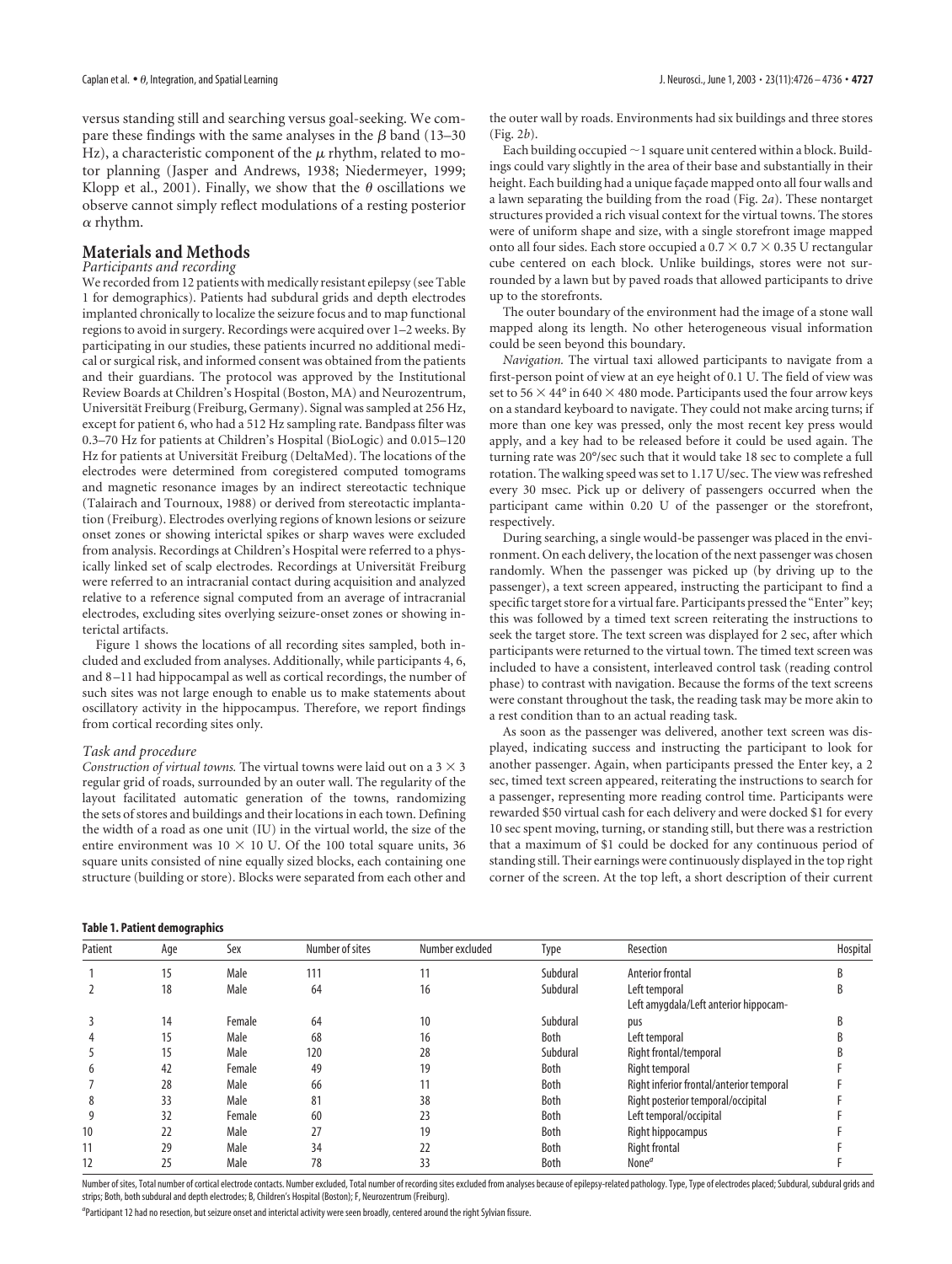versus standing still and searching versus goal-seeking. We compare these findings with the same analyses in the $\beta$ band (13–30 Hz), a characteristic component of the $\mu$ rhythm, related to motor planning (Jasper and Andrews, 1938; Niedermeyer, 1999; Klopp et al., 2001). Finally, we show that the $\theta$ oscillations we observe cannot simply reflect modulations of a resting posterior $\alpha$ rhythm.

## Materials and Methods

### Participants and recording

We recorded from 12 patients with medically resistant epilepsy (see Table 1 for demographics). Patients had subdural grids and depth electrodes implanted chronically to localize the seizure focus and to map functional regions to avoid in surgery. Recordings were acquired over 1–2 weeks. By participating in our studies, these patients incurred no additional medical or surgical risk, and informed consent was obtained from the patients and their guardians. The protocol was approved by the Institutional Review Boards at Children's Hospital (Boston, MA) and Neurozentrum, Universität Freiburg (Freiburg, Germany). Signal was sampled at 256 Hz, except for patient 6, who had a 512 Hz sampling rate. Bandpass filter was 0.3–70 Hz for patients at Children's Hospital (BioLogic) and 0.015–120 Hz for patients at Universität Freiburg (DeltaMed). The locations of the electrodes were determined from coregistered computed tomograms and magnetic resonance images by an indirect stereotactic technique (Talairach and Tournoux, 1988) or derived from stereotactic implantation (Freiburg). Electrodes overlying regions of known lesions or seizure onset zones or showing interictal spikes or sharp waves were excluded from analysis. Recordings at Children's Hospital were referred to a physically linked set of scalp electrodes. Recordings at Universität Freiburg were referred to an intracranial contact during acquisition and analyzed relative to a reference signal computed from an average of intracranial electrodes, excluding sites overlying seizure-onset zones or showing interictal artifacts.

Figure 1 shows the locations of all recording sites sampled, both included and excluded from analyses. Additionally, while participants 4, 6, and 8–11 had hippocampal as well as cortical recordings, the number of such sites was not large enough to enable us to make statements about oscillatory activity in the hippocampus. Therefore, we report findings from cortical recording sites only.

### Task and procedure

*Construction of virtual towns.* The virtual towns were laid out on a 3 × 3 regular grid of roads, surrounded by an outer wall. The regularity of the layout facilitated automatic generation of the towns, randomizing the sets of stores and buildings and their locations in each town. Defining the width of a road as one unit (IU) in the virtual world, the size of the entire environment was 10 × 10 U. Of the 100 total square units, 36 square units consisted of nine equally sized blocks, each containing one structure (building or store). Blocks were separated from each other and the outer wall by roads. Environments had six buildings and three stores (Fig. 2*b*).

Each building occupied ~1 square unit centered within a block. Buildings could vary slightly in the area of their base and substantially in their height. Each building had a unique façade mapped onto all four walls and a lawn separating the building from the road (Fig. 2*a*). These nontarget structures provided a rich visual context for the virtual towns. The stores were of uniform shape and size, with a single storefront image mapped onto all four sides. Each store occupied a 0.7 × 0.7 × 0.35 U rectangular cube centered on each block. Unlike buildings, stores were not surrounded by a lawn but by paved roads that allowed participants to drive up to the storefronts.

The outer boundary of the environment had the image of a stone wall mapped along its length. No other heterogeneous visual information could be seen beyond this boundary.

*Navigation.* The virtual taxi allowed participants to navigate from a first-person point of view at an eye height of 0.1 U. The field of view was set to 56 × 44° in 640 × 480 mode. Participants used the four arrow keys on a standard keyboard to navigate. They could not make arcing turns; if more than one key was pressed, only the most recent key press would apply, and a key had to be released before it could be used again. The turning rate was 20°/sec such that it would take 18 sec to complete a full rotation. The walking speed was set to 1.17 U/sec. The view was refreshed every 30 msec. Pick up or delivery of passengers occurred when the participant came within 0.20 U of the passenger or the storefront, respectively.

During searching, a single would-be passenger was placed in the environment. On each delivery, the location of the next passenger was chosen randomly. When the passenger was picked up (by driving up to the passenger), a text screen appeared, instructing the participant to find a specific target store for a virtual fare. Participants pressed the "Enter" key; this was followed by a timed text screen reiterating the instructions to seek the target store. The text screen was displayed for 2 sec, after which participants were returned to the virtual town. The timed text screen was included to have a consistent, interleaved control task (reading control phase) to contrast with navigation. Because the forms of the text screens were constant throughout the task, the reading task may be more akin to a rest condition than to an actual reading task.

As soon as the passenger was delivered, another text screen was displayed, indicating success and instructing the participant to look for another passenger. Again, when participants pressed the Enter key, a 2 sec, timed text screen appeared, reiterating the instructions to search for a passenger, representing more reading control time. Participants were rewarded $50 virtual cash for each delivery and were docked $1 for every 10 sec spent moving, turning, or standing still, but there was a restriction that a maximum of $1 could be docked for any continuous period of standing still. Their earnings were continuously displayed in the top right corner of the screen. At the top left, a short description of their current

**Table 1. Patient demographics**

| Patient | Age | Sex | Number of sites | Number excluded | Type | Resection | Hospital |
|---|---|---|---|---|---|---|---|
| 1 | 15 | Male | 111 | 11 | Subdural | Anterior frontal | B |
| 2 | 18 | Male | 64 | 16 | Subdural | Left temporal | B |
| 3 | 14 | Female | 64 | 10 | Subdural | Left amygdala/Left anterior hippocampus | B |
| 4 | 15 | Male | 68 | 16 | Both | Left temporal | B |
| 5 | 15 | Male | 120 | 28 | Subdural | Right frontal/temporal | B |
| 6 | 42 | Female | 49 | 19 | Both | Right temporal | F |
| 7 | 28 | Male | 66 | 11 | Both | Right inferior frontal/anterior temporal | F |
| 8 | 33 | Male | 81 | 38 | Both | Right posterior temporal/occipital | F |
| 9 | 32 | Female | 60 | 23 | Both | Left temporal/occipital | F |
| 10 | 22 | Male | 27 | 19 | Both | Right hippocampus | F |
| 11 | 29 | Male | 34 | 22 | Both | Right frontal | F |
| 12 | 25 | Male | 78 | 33 | Both | None[a] | F |

Number of sites, Total number of cortical electrode contacts. Number excluded, Total number of recording sites excluded from analyses because of epilepsy-related pathology. Type, Type of electrodes placed; Subdural, subdural grids and strips; Both, both subdural and depth electrodes; B, Children's Hospital (Boston); F, Neurozentrum (Freiburg).

[a]Participant 12 had no resection, but seizure onset and interictal activity were seen broadly, centered around the right Sylvian fissure.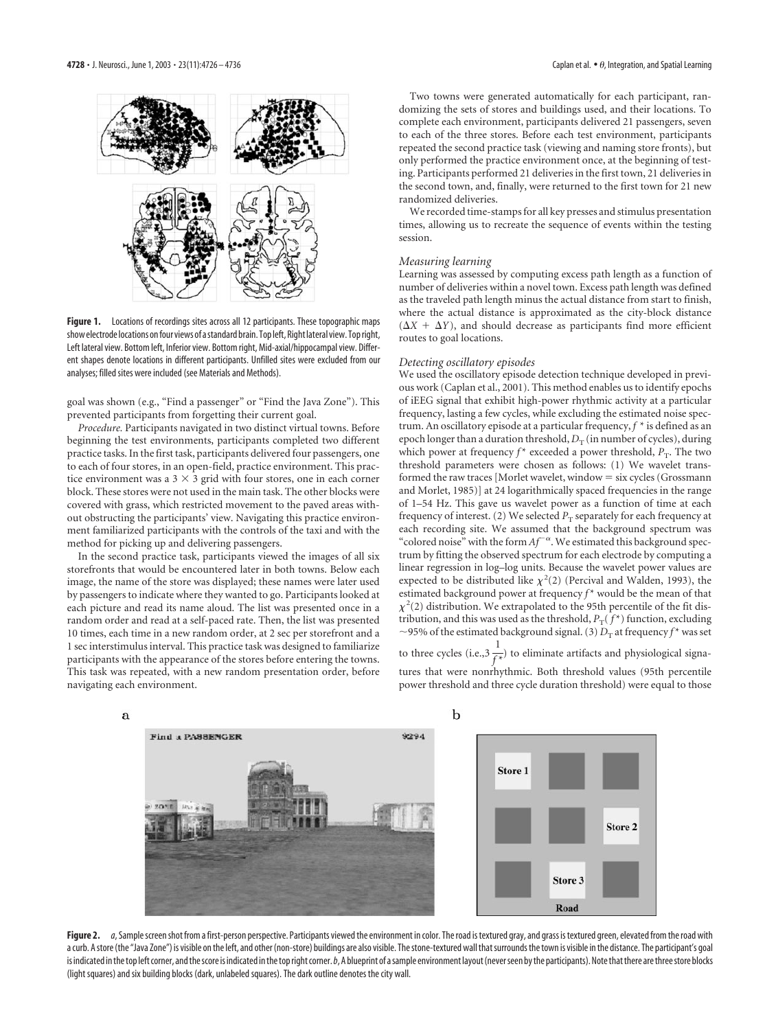**Figure 1.** Locations of recordings sites across all 12 participants. These topographic maps show electrode locations on four views of a standard brain. Top left, Right lateral view. Top right, Left lateral view. Bottom left, Inferior view. Bottom right, Mid-axial/hippocampal view. Different shapes denote locations in different participants. Unfilled sites were excluded from our analyses; filled sites were included (see Materials and Methods).

goal was shown (e.g., "Find a passenger" or "Find the Java Zone"). This prevented participants from forgetting their current goal.

*Procedure.* Participants navigated in two distinct virtual towns. Before beginning the test environments, participants completed two different practice tasks. In the first task, participants delivered four passengers, one to each of four stores, in an open-field, practice environment. This practice environment was a $3 \times 3$ grid with four stores, one in each corner block. These stores were not used in the main task. The other blocks were covered with grass, which restricted movement to the paved areas without obstructing the participants' view. Navigating this practice environment familiarized participants with the controls of the taxi and with the method for picking up and delivering passengers.

In the second practice task, participants viewed the images of all six storefronts that would be encountered later in both towns. Below each image, the name of the store was displayed; these names were later used by passengers to indicate where they wanted to go. Participants looked at each picture and read its name aloud. The list was presented once in a random order and read at a self-paced rate. Then, the list was presented 10 times, each time in a new random order, at 2 sec per storefront and a 1 sec interstimulus interval. This practice task was designed to familiarize participants with the appearance of the stores before entering the towns. This task was repeated, with a new random presentation order, before navigating each environment.

Two towns were generated automatically for each participant, randomizing the sets of stores and buildings used, and their locations. To complete each environment, participants delivered 21 passengers, seven to each of the three stores. Before each test environment, participants repeated the second practice task (viewing and naming store fronts), but only performed the practice environment once, at the beginning of testing. Participants performed 21 deliveries in the first town, 21 deliveries in the second town, and, finally, were returned to the first town for 21 new randomized deliveries.

We recorded time-stamps for all key presses and stimulus presentation times, allowing us to recreate the sequence of events within the testing session.

### *Measuring learning*

Learning was assessed by computing excess path length as a function of number of deliveries within a novel town. Excess path length was defined as the traveled path length minus the actual distance from start to finish, where the actual distance is approximated as the city-block distance ($\Delta X + \Delta Y$), and should decrease as participants find more efficient routes to goal locations.

### *Detecting oscillatory episodes*

We used the oscillatory episode detection technique developed in previous work (Caplan et al., 2001). This method enables us to identify epochs of iEEG signal that exhibit high-power rhythmic activity at a particular frequency, lasting a few cycles, while excluding the estimated noise spectrum. An oscillatory episode at a particular frequency, $f^*$ is defined as an epoch longer than a duration threshold, $D_T$ (in number of cycles), during which power at frequency $f^*$ exceeded a power threshold, $P_T$. The two threshold parameters were chosen as follows: (1) We wavelet transformed the raw traces [Morlet wavelet, window = six cycles (Grossmann and Morlet, 1985)] at 24 logarithmically spaced frequencies in the range of 1–54 Hz. This gave us wavelet power as a function of time at each frequency of interest. (2) We selected $P_T$ separately for each frequency at each recording site. We assumed that the background spectrum was "colored noise" with the form $Af^{-\alpha}$. We estimated this background spectrum by fitting the observed spectrum for each electrode by computing a linear regression in log–log units. Because the wavelet power values are expected to be distributed like $\chi^2(2)$ (Percival and Walden, 1993), the estimated background power at frequency $f^*$ would be the mean of that $\chi^2(2)$ distribution. We extrapolated to the 95th percentile of the fit distribution, and this was used as the threshold, $P_T(f^*)$ function, excluding ~95% of the estimated background signal. (3) $D_T$ at frequency $f^*$ was set to three cycles (i.e., $3\frac{1}{f^*}$) to eliminate artifacts and physiological signatures that were nonrhythmic. Both threshold values (95th percentile power threshold and three cycle duration threshold) were equal to those

**Figure 2.** *a*, Sample screen shot from a first-person perspective. Participants viewed the environment in color. The road is textured gray, and grass is textured green, elevated from the road with a curb. A store (the "Java Zone") is visible on the left, and other (non-store) buildings are also visible. The stone-textured wall that surrounds the town is visible in the distance. The participant's goal is indicated in the top left corner, and the score is indicated in the top right corner. *b*, A blueprint of a sample environment layout (never seen by the participants). Note that there are three store blocks (light squares) and six building blocks (dark, unlabeled squares). The dark outline denotes the city wall.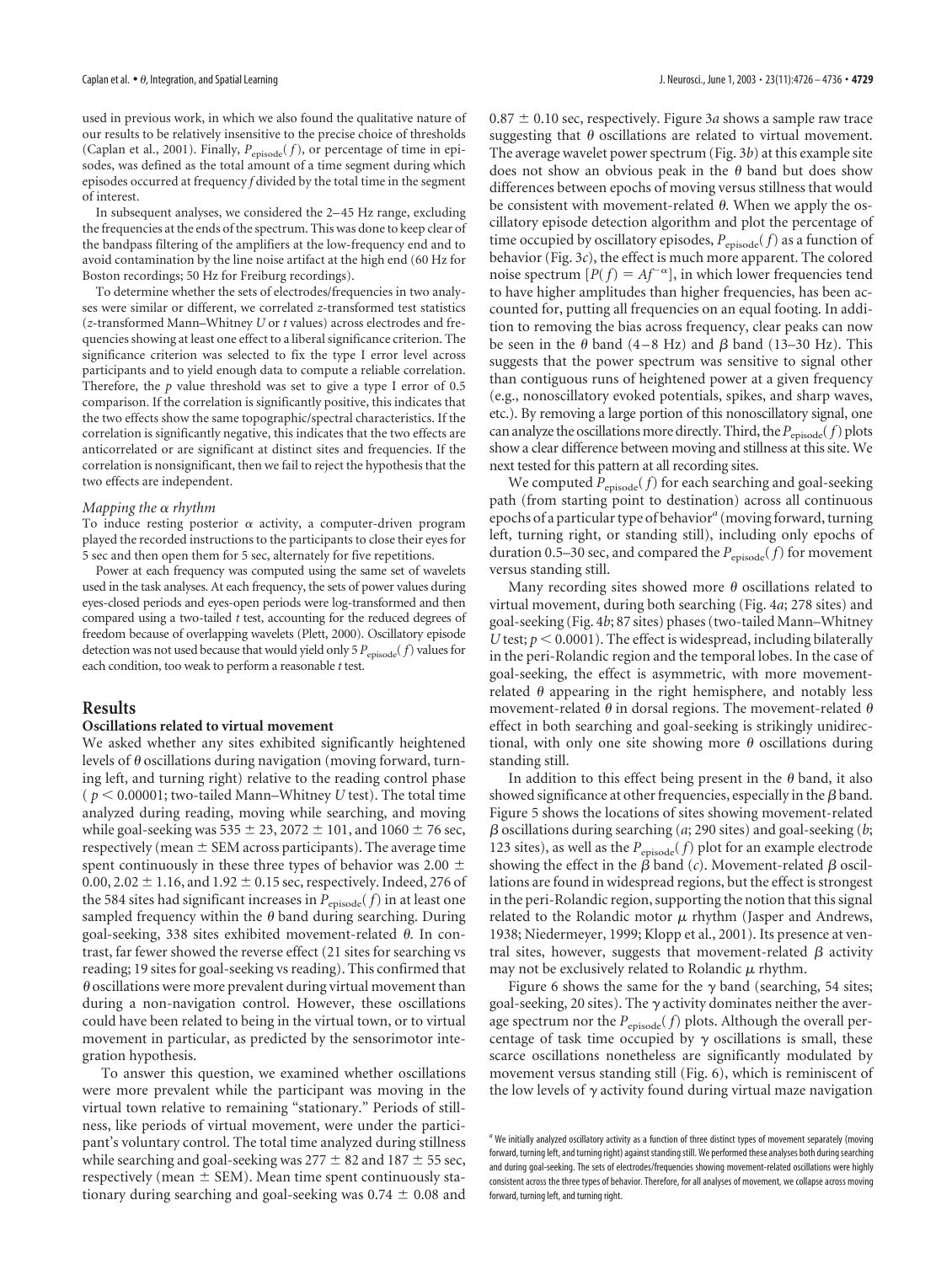used in previous work, in which we also found the qualitative nature of our results to be relatively insensitive to the precise choice of thresholds (Caplan et al., 2001). Finally, $P_{episode}(f)$, or percentage of time in episodes, was defined as the total amount of a time segment during which episodes occurred at frequency $f$ divided by the total time in the segment of interest.

In subsequent analyses, we considered the 2–45 Hz range, excluding the frequencies at the ends of the spectrum. This was done to keep clear of the bandpass filtering of the amplifiers at the low-frequency end and to avoid contamination by the line noise artifact at the high end (60 Hz for Boston recordings; 50 Hz for Freiburg recordings).

To determine whether the sets of electrodes/frequencies in two analyses were similar or different, we correlated $z$-transformed test statistics ($z$-transformed Mann–Whitney $U$ or $t$ values) across electrodes and frequencies showing at least one effect to a liberal significance criterion. The significance criterion was selected to fix the type I error level across participants and to yield enough data to compute a reliable correlation. Therefore, the $p$ value threshold was set to give a type I error of 0.5 comparison. If the correlation is significantly positive, this indicates that the two effects show the same topographic/spectral characteristics. If the correlation is significantly negative, this indicates that the two effects are anticorrelated or are significant at distinct sites and frequencies. If the correlation is nonsignificant, then we fail to reject the hypothesis that the two effects are independent.

#### *Mapping the α rhythm*

To induce resting posterior $\alpha$ activity, a computer-driven program played the recorded instructions to the participants to close their eyes for 5 sec and then open them for 5 sec, alternately for five repetitions.

Power at each frequency was computed using the same set of wavelets used in the task analyses. At each frequency, the sets of power values during eyes-closed periods and eyes-open periods were log-transformed and then compared using a two-tailed $t$ test, accounting for the reduced degrees of freedom because of overlapping wavelets (Plett, 2000). Oscillatory episode detection was not used because that would yield only 5 $P_{episode}(f)$ values for each condition, too weak to perform a reasonable $t$ test.

## Results

### Oscillations related to virtual movement

We asked whether any sites exhibited significantly heightened levels of $\theta$ oscillations during navigation (moving forward, turning left, and turning right) relative to the reading control phase ($p < 0.00001$; two-tailed Mann–Whitney $U$ test). The total time analyzed during reading, moving while searching, and moving while goal-seeking was $535 \pm 23$, $2072 \pm 101$, and $1060 \pm 76$ sec, respectively (mean $\pm$ SEM across participants). The average time spent continuously in these three types of behavior was $2.00 \pm 0.00$, $2.02 \pm 1.16$, and $1.92 \pm 0.15$ sec, respectively. Indeed, 276 of the 584 sites had significant increases in $P_{episode}(f)$ in at least one sampled frequency within the $\theta$ band during searching. During goal-seeking, 338 sites exhibited movement-related $\theta$. In contrast, far fewer showed the reverse effect (21 sites for searching vs reading; 19 sites for goal-seeking vs reading). This confirmed that $\theta$ oscillations were more prevalent during virtual movement than during a non-navigation control. However, these oscillations could have been related to being in the virtual town, or to virtual movement in particular, as predicted by the sensorimotor integration hypothesis.

To answer this question, we examined whether oscillations were more prevalent while the participant was moving in the virtual town relative to remaining "stationary." Periods of stillness, like periods of virtual movement, were under the participant's voluntary control. The total time analyzed during stillness while searching and goal-seeking was $277 \pm 82$ and $187 \pm 55$ sec, respectively (mean $\pm$ SEM). Mean time spent continuously stationary during searching and goal-seeking was $0.74 \pm 0.08$ and $0.87 \pm 0.10$ sec, respectively. Figure 3*a* shows a sample raw trace suggesting that $\theta$ oscillations are related to virtual movement. The average wavelet power spectrum (Fig. 3*b*) at this example site does not show an obvious peak in the $\theta$ band but does show differences between epochs of moving versus stillness that would be consistent with movement-related $\theta$. When we apply the oscillatory episode detection algorithm and plot the percentage of time occupied by oscillatory episodes, $P_{episode}(f)$ as a function of behavior (Fig. 3*c*), the effect is much more apparent. The colored noise spectrum [$P(f) = Af^{-\alpha}$], in which lower frequencies tend to have higher amplitudes than higher frequencies, has been accounted for, putting all frequencies on an equal footing. In addition to removing the bias across frequency, clear peaks can now be seen in the $\theta$ band (4–8 Hz) and $\beta$ band (13–30 Hz). This suggests that the power spectrum was sensitive to signal other than contiguous runs of heightened power at a given frequency (e.g., nonoscillatory evoked potentials, spikes, and sharp waves, etc.). By removing a large portion of this nonoscillatory signal, one can analyze the oscillations more directly. Third, the $P_{episode}(f)$ plots show a clear difference between moving and stillness at this site. We next tested for this pattern at all recording sites.

We computed $P_{episode}(f)$ for each searching and goal-seeking path (from starting point to destination) across all continuous epochs of a particular type of behavior[a] (moving forward, turning left, turning right, or standing still), including only epochs of duration 0.5–30 sec, and compared the $P_{episode}(f)$ for movement versus standing still.

Many recording sites showed more $\theta$ oscillations related to virtual movement, during both searching (Fig. 4*a*; 278 sites) and goal-seeking (Fig. 4*b*; 87 sites) phases (two-tailed Mann–Whitney $U$ test; $p < 0.0001$). The effect is widespread, including bilaterally in the peri-Rolandic region and the temporal lobes. In the case of goal-seeking, the effect is asymmetric, with more movement-related $\theta$ appearing in the right hemisphere, and notably less movement-related $\theta$ in dorsal regions. The movement-related $\theta$ effect in both searching and goal-seeking is strikingly unidirectional, with only one site showing more $\theta$ oscillations during standing still.

In addition to this effect being present in the $\theta$ band, it also showed significance at other frequencies, especially in the $\beta$ band. Figure 5 shows the locations of sites showing movement-related $\beta$ oscillations during searching (*a*; 290 sites) and goal-seeking (*b*; 123 sites), as well as the $P_{episode}(f)$ plot for an example electrode showing the effect in the $\beta$ band (*c*). Movement-related $\beta$ oscillations are found in widespread regions, but the effect is strongest in the peri-Rolandic region, supporting the notion that this signal related to the Rolandic motor $\mu$ rhythm (Jasper and Andrews, 1938; Niedermeyer, 1999; Klopp et al., 2001). Its presence at ventral sites, however, suggests that movement-related $\beta$ activity may not be exclusively related to Rolandic $\mu$ rhythm.

Figure 6 shows the same for the $\gamma$ band (searching, 54 sites; goal-seeking, 20 sites). The $\gamma$ activity dominates neither the average spectrum nor the $P_{episode}(f)$ plots. Although the overall percentage of task time occupied by $\gamma$ oscillations is small, these scarce oscillations nonetheless are significantly modulated by movement versus standing still (Fig. 6), which is reminiscent of the low levels of $\gamma$ activity found during virtual maze navigation

---

[a] We initially analyzed oscillatory activity as a function of three distinct types of movement separately (moving forward, turning left, and turning right) against standing still. We performed these analyses both during searching and during goal-seeking. The sets of electrodes/frequencies showing movement-related oscillations were highly consistent across the three types of behavior. Therefore, for all analyses of movement, we collapse across moving forward, turning left, and turning right.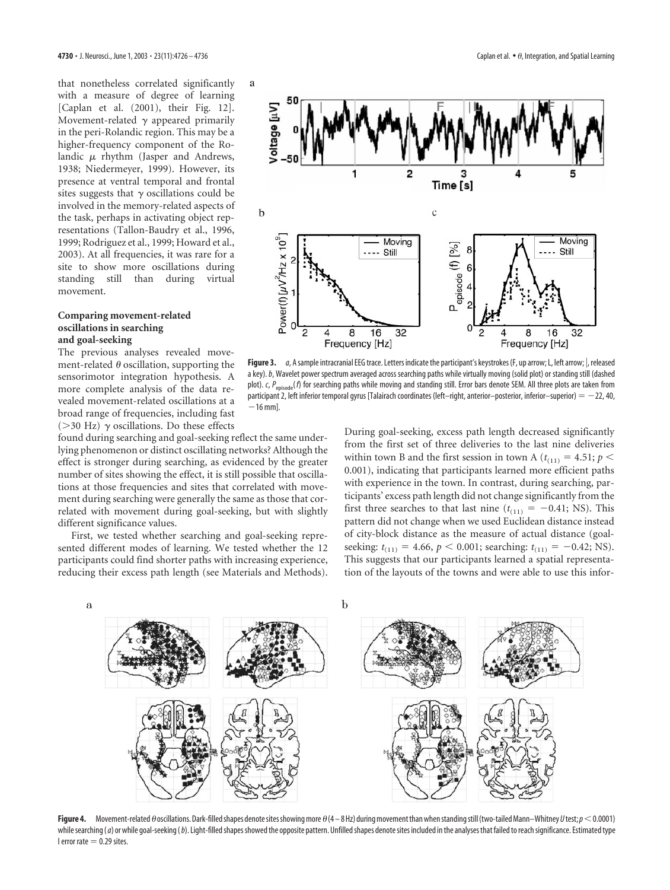that nonetheless correlated significantly with a measure of degree of learning [Caplan et al. (2001), their Fig. 12]. Movement-related $\gamma$ appeared primarily in the peri-Rolandic region. This may be a higher-frequency component of the Rolandic $\mu$ rhythm (Jasper and Andrews, 1938; Niedermeyer, 1999). However, its presence at ventral temporal and frontal sites suggests that $\gamma$ oscillations could be involved in the memory-related aspects of the task, perhaps in activating object representations (Tallon-Baudry et al., 1996, 1999; Rodriguez et al., 1999; Howard et al., 2003). At all frequencies, it was rare for a site to show more oscillations during standing still than during virtual movement.

### Comparing movement-related oscillations in searching and goal-seeking

The previous analyses revealed movement-related $\theta$ oscillation, supporting the sensorimotor integration hypothesis. A more complete analysis of the data revealed movement-related oscillations at a broad range of frequencies, including fast (>30 Hz) $\gamma$ oscillations. Do these effects found during searching and goal-seeking reflect the same underlying phenomenon or distinct oscillating networks? Although the effect is stronger during searching, as evidenced by the greater number of sites showing the effect, it is still possible that oscillations at those frequencies and sites that correlated with movement during searching were generally the same as those that correlated with movement during goal-seeking, but with slightly different significance values.

First, we tested whether searching and goal-seeking represented different modes of learning. We tested whether the 12 participants could find shorter paths with increasing experience, reducing their excess path length (see Materials and Methods). During goal-seeking, excess path length decreased significantly from the first set of three deliveries to the last nine deliveries within town B and the first session in town A ($t_{(11)} = 4.51$; $p < 0.001$), indicating that participants learned more efficient paths with experience in the town. In contrast, during searching, participants' excess path length did not change significantly from the first three searches to that last nine ($t_{(11)} = -0.41$; NS). This pattern did not change when we used Euclidean distance instead of city-block distance as the measure of actual distance (goal-seeking: $t_{(11)} = 4.66$, $p < 0.001$; searching: $t_{(11)} = -0.42$; NS). This suggests that our participants learned a spatial representation of the layouts of the towns and were able to use this infor-

**Figure 3.** *a*, A sample intracranial EEG trace. Letters indicate the participant's keystrokes (F, up arrow; L, left arrow; |, released a key). *b*, Wavelet power spectrum averaged across searching paths while virtually moving (solid plot) or standing still (dashed plot). *c*, $P_{episode}(f)$ for searching paths while moving and standing still. Error bars denote SEM. All three plots are taken from participant 2, left inferior temporal gyrus [Talairach coordinates (left–right, anterior–posterior, inferior–superior) = −22, 40, −16 mm].

**Figure 4.** Movement-related $\theta$ oscillations. Dark-filled shapes denote sites showing more $\theta$ (4–8 Hz) during movement than when standing still (two-tailed Mann–Whitney *U* test; $p < 0.0001$) while searching (*a*) or while goal-seeking (*b*). Light-filled shapes showed the opposite pattern. Unfilled shapes denote sites included in the analyses that failed to reach significance. Estimated type I error rate = 0.29 sites.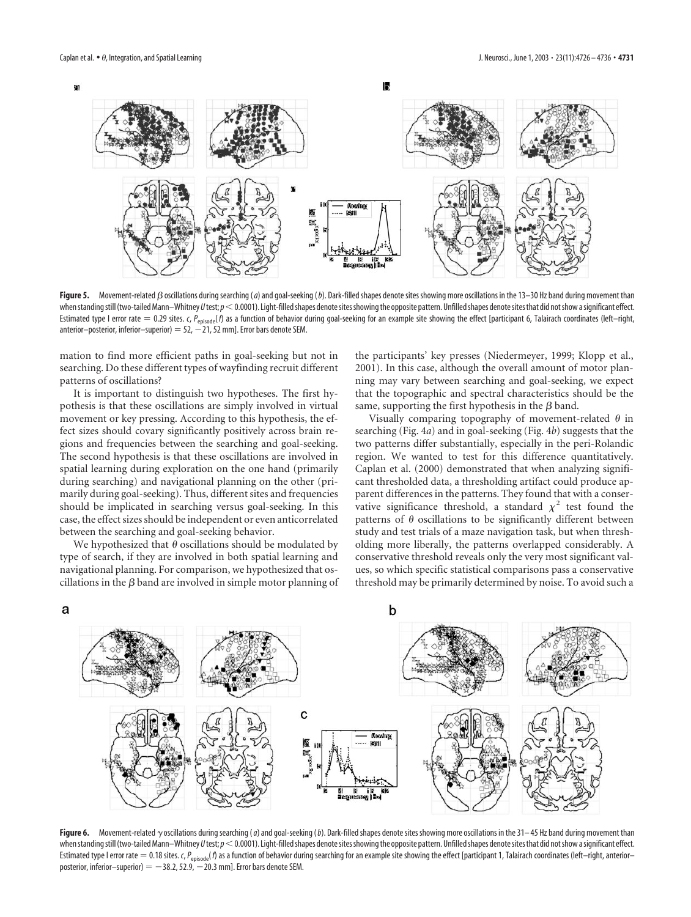**Figure 5.** Movement-related $\beta$ oscillations during searching (*a*) and goal-seeking (*b*). Dark-filled shapes denote sites showing more oscillations in the 13–30 Hz band during movement than when standing still (two-tailed Mann–Whitney *U* test; $p < 0.0001$). Light-filled shapes denote sites showing the opposite pattern. Unfilled shapes denote sites that did not show a significant effect. Estimated type I error rate = 0.29 sites. *c*, $P_{\mathrm{episode}}(f)$ as a function of behavior during goal-seeking for an example site showing the effect [participant 6, Talairach coordinates (left–right, anterior–posterior, inferior–superior) = 52, −21, 52 mm]. Error bars denote SEM.

mation to find more efficient paths in goal-seeking but not in searching. Do these different types of wayfinding recruit different patterns of oscillations?

It is important to distinguish two hypotheses. The first hypothesis is that these oscillations are simply involved in virtual movement or key pressing. According to this hypothesis, the effect sizes should covary significantly positively across brain regions and frequencies between the searching and goal-seeking. The second hypothesis is that these oscillations are involved in spatial learning during exploration on the one hand (primarily during searching) and navigational planning on the other (primarily during goal-seeking). Thus, different sites and frequencies should be implicated in searching versus goal-seeking. In this case, the effect sizes should be independent or even anticorrelated between the searching and goal-seeking behavior.

We hypothesized that $\theta$ oscillations should be modulated by type of search, if they are involved in both spatial learning and navigational planning. For comparison, we hypothesized that oscillations in the $\beta$ band are involved in simple motor planning of the participants' key presses (Niedermeyer, 1999; Klopp et al., 2001). In this case, although the overall amount of motor planning may vary between searching and goal-seeking, we expect that the topographic and spectral characteristics should be the same, supporting the first hypothesis in the $\beta$ band.

Visually comparing topography of movement-related $\theta$ in searching (Fig. 4*a*) and in goal-seeking (Fig. 4*b*) suggests that the two patterns differ substantially, especially in the peri-Rolandic region. We wanted to test for this difference quantitatively. Caplan et al. (2000) demonstrated that when analyzing significant thresholded data, a thresholding artifact could produce apparent differences in the patterns. They found that with a conservative significance threshold, a standard $\chi^2$ test found the patterns of $\theta$ oscillations to be significantly different between study and test trials of a maze navigation task, but when thresholding more liberally, the patterns overlapped considerably. A conservative threshold reveals only the very most significant values, so which specific statistical comparisons pass a conservative threshold may be primarily determined by noise. To avoid such a

**Figure 6.** Movement-related $\gamma$ oscillations during searching (*a*) and goal-seeking (*b*). Dark-filled shapes denote sites showing more oscillations in the 31–45 Hz band during movement than when standing still (two-tailed Mann–Whitney *U* test; $p < 0.0001$). Light-filled shapes denote sites showing the opposite pattern. Unfilled shapes denote sites that did not show a significant effect. Estimated type I error rate = 0.18 sites. *c*, $P_{\mathrm{episode}}(f)$ as a function of behavior during searching for an example site showing the effect [participant 1, Talairach coordinates (left–right, anterior–posterior, inferior–superior) = −38.2, 52.9, −20.3 mm]. Error bars denote SEM.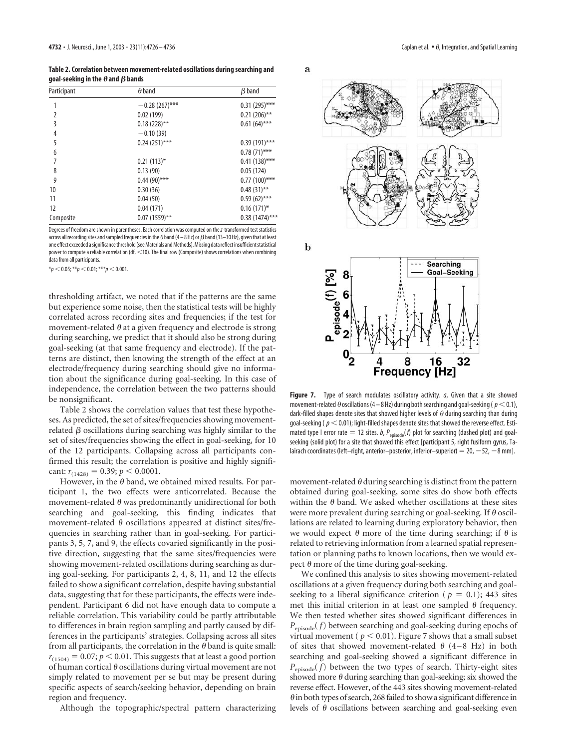**Table 2. Correlation between movement-related oscillations during searching and goal-seeking in the θ and β bands**

| Participant | θ band | β band |
|---|---|---|
| 1 | −0.28 (267)*** | 0.31 (295)*** |
| 2 | 0.02 (199) | 0.21 (206)** |
| 3 | 0.18 (228)** | 0.61 (64)*** |
| 4 | −0.10 (39) | |
| 5 | 0.24 (251)*** | 0.39 (191)*** |
| 6 | | 0.78 (71)*** |
| 7 | 0.21 (113)* | 0.41 (138)*** |
| 8 | 0.13 (90) | 0.05 (124) |
| 9 | 0.44 (90)*** | 0.77 (100)*** |
| 10 | 0.30 (36) | 0.48 (31)** |
| 11 | 0.04 (50) | 0.59 (62)*** |
| 12 | 0.04 (171) | 0.16 (171)* |
| Composite | 0.07 (1559)** | 0.38 (1474)*** |

Degrees of freedom are shown in parentheses. Each correlation was computed on the z-transformed test statistics across all recording sites and sampled frequencies in the θ band (4–8 Hz) or β band (13–30 Hz), given that at least one effect exceeded a significance threshold (see Materials and Methods). Missing data reflect insufficient statistical power to compute a reliable correlation (df, <10). The final row (Composite) shows correlations when combining data from all participants.

*$p < 0.05$; **$p < 0.01$; ***$p < 0.001$.

thresholding artifact, we noted that if the patterns are the same but experience some noise, then the statistical tests will be highly correlated across recording sites and frequencies; if the test for movement-related θ at a given frequency and electrode is strong during searching, we predict that it should also be strong during goal-seeking (at that same frequency and electrode). If the patterns are distinct, then knowing the strength of the effect at an electrode/frequency during searching should give no information about the significance during goal-seeking. In this case of independence, the correlation between the two patterns should be nonsignificant.

Table 2 shows the correlation values that test these hypotheses. As predicted, the set of sites/frequencies showing movement-related β oscillations during searching was highly similar to the set of sites/frequencies showing the effect in goal-seeking, for 10 of the 12 participants. Collapsing across all participants confirmed this result; the correlation is positive and highly significant: $r_{(1428)} = 0.39$; $p < 0.0001$.

However, in the θ band, we obtained mixed results. For participant 1, the two effects were anticorrelated. Because the movement-related θ was predominantly unidirectional for both searching and goal-seeking, this finding indicates that movement-related θ oscillations appeared at distinct sites/frequencies in searching rather than in goal-seeking. For participants 3, 5, 7, and 9, the effects covaried significantly in the positive direction, suggesting that the same sites/frequencies were showing movement-related oscillations during searching as during goal-seeking. For participants 2, 4, 8, 11, and 12 the effects failed to show a significant correlation, despite having substantial data, suggesting that for these participants, the effects were independent. Participant 6 did not have enough data to compute a reliable correlation. This variability could be partly attributable to differences in brain region sampling and partly caused by differences in the participants' strategies. Collapsing across all sites from all participants, the correlation in the θ band is quite small: $r_{(1504)} = 0.07$; $p < 0.01$. This suggests that at least a good portion of human cortical θ oscillations during virtual movement are not simply related to movement per se but may be present during specific aspects of search/seeking behavior, depending on brain region and frequency.

Although the topographic/spectral pattern characterizing movement-related θ during searching is distinct from the pattern obtained during goal-seeking, some sites do show both effects within the θ band. We asked whether oscillations at these sites were more prevalent during searching or goal-seeking. If θ oscillations are related to learning during exploratory behavior, then we would expect θ more of the time during searching; if θ is related to retrieving information from a learned spatial representation or planning paths to known locations, then we would expect θ more of the time during goal-seeking.

We confined this analysis to sites showing movement-related oscillations at a given frequency during both searching and goal-seeking to a liberal significance criterion ($p = 0.1$); 443 sites met this initial criterion in at least one sampled θ frequency. We then tested whether sites showed significant differences in $P_{episode}(f)$ between searching and goal-seeking during epochs of virtual movement ($p < 0.01$). Figure 7 shows that a small subset of sites that showed movement-related θ (4–8 Hz) in both searching and goal-seeking showed a significant difference in $P_{episode}(f)$ between the two types of search. Thirty-eight sites showed more θ during searching than goal-seeking; six showed the reverse effect. However, of the 443 sites showing movement-related θ in both types of search, 268 failed to show a significant difference in levels of θ oscillations between searching and goal-seeking even

**Figure 7.** Type of search modulates oscillatory activity. *a*, Given that a site showed movement-related θ oscillations (4–8 Hz) during both searching and goal-seeking ($p < 0.1$), dark-filled shapes denote sites that showed higher levels of θ during searching than during goal-seeking ($p < 0.01$); light-filled shapes denote sites that showed the reverse effect. Estimated type I error rate = 12 sites. *b*, $P_{episode}(f)$ plot for searching (dashed plot) and goal-seeking (solid plot) for a site that showed this effect [participant 5, right fusiform gyrus, Talairach coordinates (left–right, anterior–posterior, inferior–superior) = 20, −52, −8 mm].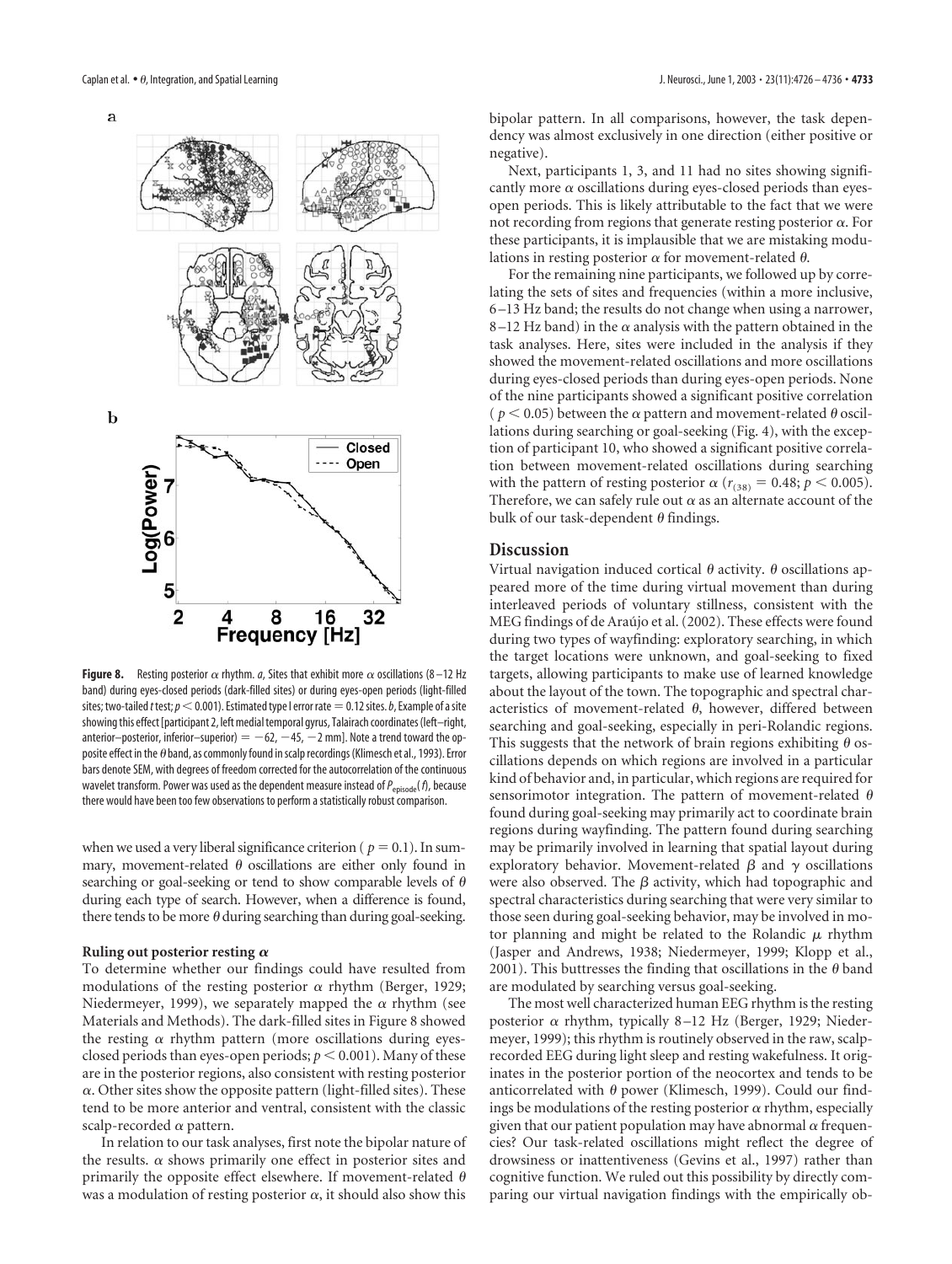**Figure 8.** Resting posterior $\alpha$ rhythm. *a*, Sites that exhibit more $\alpha$ oscillations (8–12 Hz band) during eyes-closed periods (dark-filled sites) or during eyes-open periods (light-filled sites; two-tailed *t* test; $p < 0.001$). Estimated type I error rate = 0.12 sites. *b*, Example of a site showing this effect [participant 2, left medial temporal gyrus, Talairach coordinates (left–right, anterior–posterior, inferior–superior) = −62, −45, −2 mm]. Note a trend toward the opposite effect in the $\theta$ band, as commonly found in scalp recordings (Klimesch et al., 1993). Error bars denote SEM, with degrees of freedom corrected for the autocorrelation of the continuous wavelet transform. Power was used as the dependent measure instead of $P_{episode}(f)$, because there would have been too few observations to perform a statistically robust comparison.

when we used a very liberal significance criterion ($p = 0.1$). In summary, movement-related $\theta$ oscillations are either only found in searching or goal-seeking or tend to show comparable levels of $\theta$ during each type of search. However, when a difference is found, there tends to be more $\theta$ during searching than during goal-seeking.

### Ruling out posterior resting $\alpha$

To determine whether our findings could have resulted from modulations of the resting posterior $\alpha$ rhythm (Berger, 1929; Niedermeyer, 1999), we separately mapped the $\alpha$ rhythm (see Materials and Methods). The dark-filled sites in Figure 8 showed the resting $\alpha$ rhythm pattern (more oscillations during eyes-closed periods than eyes-open periods; $p < 0.001$). Many of these are in the posterior regions, also consistent with resting posterior $\alpha$. Other sites show the opposite pattern (light-filled sites). These tend to be more anterior and ventral, consistent with the classic scalp-recorded $\alpha$ pattern.

In relation to our task analyses, first note the bipolar nature of the results. $\alpha$ shows primarily one effect in posterior sites and primarily the opposite effect elsewhere. If movement-related $\theta$ was a modulation of resting posterior $\alpha$, it should also show this bipolar pattern. In all comparisons, however, the task dependency was almost exclusively in one direction (either positive or negative).

Next, participants 1, 3, and 11 had no sites showing significantly more $\alpha$ oscillations during eyes-closed periods than eyes-open periods. This is likely attributable to the fact that we were not recording from regions that generate resting posterior $\alpha$. For these participants, it is implausible that we are mistaking modulations in resting posterior $\alpha$ for movement-related $\theta$.

For the remaining nine participants, we followed up by correlating the sets of sites and frequencies (within a more inclusive, 6–13 Hz band; the results do not change when using a narrower, 8–12 Hz band) in the $\alpha$ analysis with the pattern obtained in the task analyses. Here, sites were included in the analysis if they showed the movement-related oscillations and more oscillations during eyes-closed periods than during eyes-open periods. None of the nine participants showed a significant positive correlation ($p < 0.05$) between the $\alpha$ pattern and movement-related $\theta$ oscillations during searching or goal-seeking (Fig. 4), with the exception of participant 10, who showed a significant positive correlation between movement-related oscillations during searching with the pattern of resting posterior $\alpha$ ($r_{(38)} = 0.48$; $p < 0.005$). Therefore, we can safely rule out $\alpha$ as an alternate account of the bulk of our task-dependent $\theta$ findings.

## Discussion

Virtual navigation induced cortical $\theta$ activity. $\theta$ oscillations appeared more of the time during virtual movement than during interleaved periods of voluntary stillness, consistent with the MEG findings of de Araújo et al. (2002). These effects were found during two types of wayfinding: exploratory searching, in which the target locations were unknown, and goal-seeking to fixed targets, allowing participants to make use of learned knowledge about the layout of the town. The topographic and spectral characteristics of movement-related $\theta$, however, differed between searching and goal-seeking, especially in peri-Rolandic regions. This suggests that the network of brain regions exhibiting $\theta$ oscillations depends on which regions are involved in a particular kind of behavior and, in particular, which regions are required for sensorimotor integration. The pattern of movement-related $\theta$ found during goal-seeking may primarily act to coordinate brain regions during wayfinding. The pattern found during searching may be primarily involved in learning that spatial layout during exploratory behavior. Movement-related $\beta$ and $\gamma$ oscillations were also observed. The $\beta$ activity, which had topographic and spectral characteristics during searching that were very similar to those seen during goal-seeking behavior, may be involved in motor planning and might be related to the Rolandic $\mu$ rhythm (Jasper and Andrews, 1938; Niedermeyer, 1999; Klopp et al., 2001). This buttresses the finding that oscillations in the $\theta$ band are modulated by searching versus goal-seeking.

The most well characterized human EEG rhythm is the resting posterior $\alpha$ rhythm, typically 8–12 Hz (Berger, 1929; Niedermeyer, 1999); this rhythm is routinely observed in the raw, scalp-recorded EEG during light sleep and resting wakefulness. It originates in the posterior portion of the neocortex and tends to be anticorrelated with $\theta$ power (Klimesch, 1999). Could our findings be modulations of the resting posterior $\alpha$ rhythm, especially given that our patient population may have abnormal $\alpha$ frequencies? Our task-related oscillations might reflect the degree of drowsiness or inattentiveness (Gevins et al., 1997) rather than cognitive function. We ruled out this possibility by directly comparing our virtual navigation findings with the empirically ob-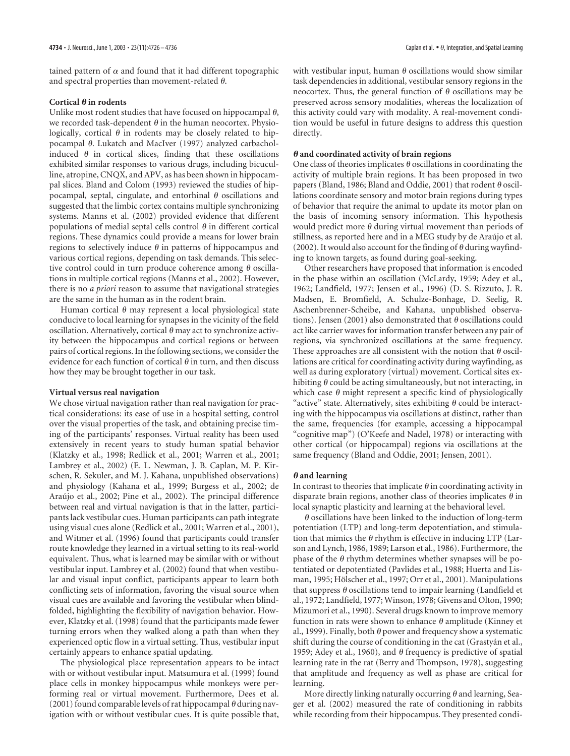tained pattern of $\alpha$ and found that it had different topographic and spectral properties than movement-related $\theta$.

### Cortical $\theta$ in rodents

Unlike most rodent studies that have focused on hippocampal $\theta$, we recorded task-dependent $\theta$ in the human neocortex. Physiologically, cortical $\theta$ in rodents may be closely related to hippocampal $\theta$. Lukatch and MacIver (1997) analyzed carbachol-induced $\theta$ in cortical slices, finding that these oscillations exhibited similar responses to various drugs, including bicuculline, atropine, CNQX, and APV, as has been shown in hippocampal slices. Bland and Colom (1993) reviewed the studies of hippocampal, septal, cingulate, and entorhinal $\theta$ oscillations and suggested that the limbic cortex contains multiple synchronizing systems. Manns et al. (2002) provided evidence that different populations of medial septal cells control $\theta$ in different cortical regions. These dynamics could provide a means for lower brain regions to selectively induce $\theta$ in patterns of hippocampus and various cortical regions, depending on task demands. This selective control could in turn produce coherence among $\theta$ oscillations in multiple cortical regions (Manns et al., 2002). However, there is no *a priori* reason to assume that navigational strategies are the same in the human as in the rodent brain.

Human cortical $\theta$ may represent a local physiological state conducive to local learning for synapses in the vicinity of the field oscillation. Alternatively, cortical $\theta$ may act to synchronize activity between the hippocampus and cortical regions or between pairs of cortical regions. In the following sections, we consider the evidence for each function of cortical $\theta$ in turn, and then discuss how they may be brought together in our task.

### Virtual versus real navigation

We chose virtual navigation rather than real navigation for practical considerations: its ease of use in a hospital setting, control over the visual properties of the task, and obtaining precise timing of the participants' responses. Virtual reality has been used extensively in recent years to study human spatial behavior (Klatzky et al., 1998; Redlick et al., 2001; Warren et al., 2001; Lambrey et al., 2002) (E. L. Newman, J. B. Caplan, M. P. Kirschen, R. Sekuler, and M. J. Kahana, unpublished observations) and physiology (Kahana et al., 1999; Burgess et al., 2002; de Araújo et al., 2002; Pine et al., 2002). The principal difference between real and virtual navigation is that in the latter, participants lack vestibular cues. Human participants can path integrate using visual cues alone (Redlick et al., 2001; Warren et al., 2001), and Witmer et al. (1996) found that participants could transfer route knowledge they learned in a virtual setting to its real-world equivalent. Thus, what is learned may be similar with or without vestibular input. Lambrey et al. (2002) found that when vestibular and visual input conflict, participants appear to learn both conflicting sets of information, favoring the visual source when visual cues are available and favoring the vestibular when blindfolded, highlighting the flexibility of navigation behavior. However, Klatzky et al. (1998) found that the participants made fewer turning errors when they walked along a path than when they experienced optic flow in a virtual setting. Thus, vestibular input certainly appears to enhance spatial updating.

The physiological place representation appears to be intact with or without vestibular input. Matsumura et al. (1999) found place cells in monkey hippocampus while monkeys were performing real or virtual movement. Furthermore, Dees et al. (2001) found comparable levels of rat hippocampal $\theta$ during navigation with or without vestibular cues. It is quite possible that, with vestibular input, human $\theta$ oscillations would show similar task dependencies in additional, vestibular sensory regions in the neocortex. Thus, the general function of $\theta$ oscillations may be preserved across sensory modalities, whereas the localization of this activity could vary with modality. A real-movement condition would be useful in future designs to address this question directly.

### $\theta$ and coordinated activity of brain regions

One class of theories implicates $\theta$ oscillations in coordinating the activity of multiple brain regions. It has been proposed in two papers (Bland, 1986; Bland and Oddie, 2001) that rodent $\theta$ oscillations coordinate sensory and motor brain regions during types of behavior that require the animal to update its motor plan on the basis of incoming sensory information. This hypothesis would predict more $\theta$ during virtual movement than periods of stillness, as reported here and in a MEG study by de Araújo et al. (2002). It would also account for the finding of $\theta$ during wayfinding to known targets, as found during goal-seeking.

Other researchers have proposed that information is encoded in the phase within an oscillation (McLardy, 1959; Adey et al., 1962; Landfield, 1977; Jensen et al., 1996) (D. S. Rizzuto, J. R. Madsen, E. Bromfield, A. Schulze-Bonhage, D. Seelig, R. Aschenbrenner-Scheibe, and Kahana, unpublished observations). Jensen (2001) also demonstrated that $\theta$ oscillations could act like carrier waves for information transfer between any pair of regions, via synchronized oscillations at the same frequency. These approaches are all consistent with the notion that $\theta$ oscillations are critical for coordinating activity during wayfinding, as well as during exploratory (virtual) movement. Cortical sites exhibiting $\theta$ could be acting simultaneously, but not interacting, in which case $\theta$ might represent a specific kind of physiologically "active" state. Alternatively, sites exhibiting $\theta$ could be interacting with the hippocampus via oscillations at distinct, rather than the same, frequencies (for example, accessing a hippocampal "cognitive map") (O'Keefe and Nadel, 1978) or interacting with other cortical (or hippocampal) regions via oscillations at the same frequency (Bland and Oddie, 2001; Jensen, 2001).

### $\theta$ and learning

In contrast to theories that implicate $\theta$ in coordinating activity in disparate brain regions, another class of theories implicates $\theta$ in local synaptic plasticity and learning at the behavioral level.

$\theta$ oscillations have been linked to the induction of long-term potentiation (LTP) and long-term depotentiation, and stimulation that mimics the $\theta$ rhythm is effective in inducing LTP (Larson and Lynch, 1986, 1989; Larson et al., 1986). Furthermore, the phase of the $\theta$ rhythm determines whether synapses will be potentiated or depotentiated (Pavlides et al., 1988; Huerta and Lisman, 1995; Hölscher et al., 1997; Orr et al., 2001). Manipulations that suppress $\theta$ oscillations tend to impair learning (Landfield et al., 1972; Landfield, 1977; Winson, 1978; Givens and Olton, 1990; Mizumori et al., 1990). Several drugs known to improve memory function in rats were shown to enhance $\theta$ amplitude (Kinney et al., 1999). Finally, both $\theta$ power and frequency show a systematic shift during the course of conditioning in the cat (Grastyán et al., 1959; Adey et al., 1960), and $\theta$ frequency is predictive of spatial learning rate in the rat (Berry and Thompson, 1978), suggesting that amplitude and frequency as well as phase are critical for learning.

More directly linking naturally occurring $\theta$ and learning, Seager et al. (2002) measured the rate of conditioning in rabbits while recording from their hippocampus. They presented condi-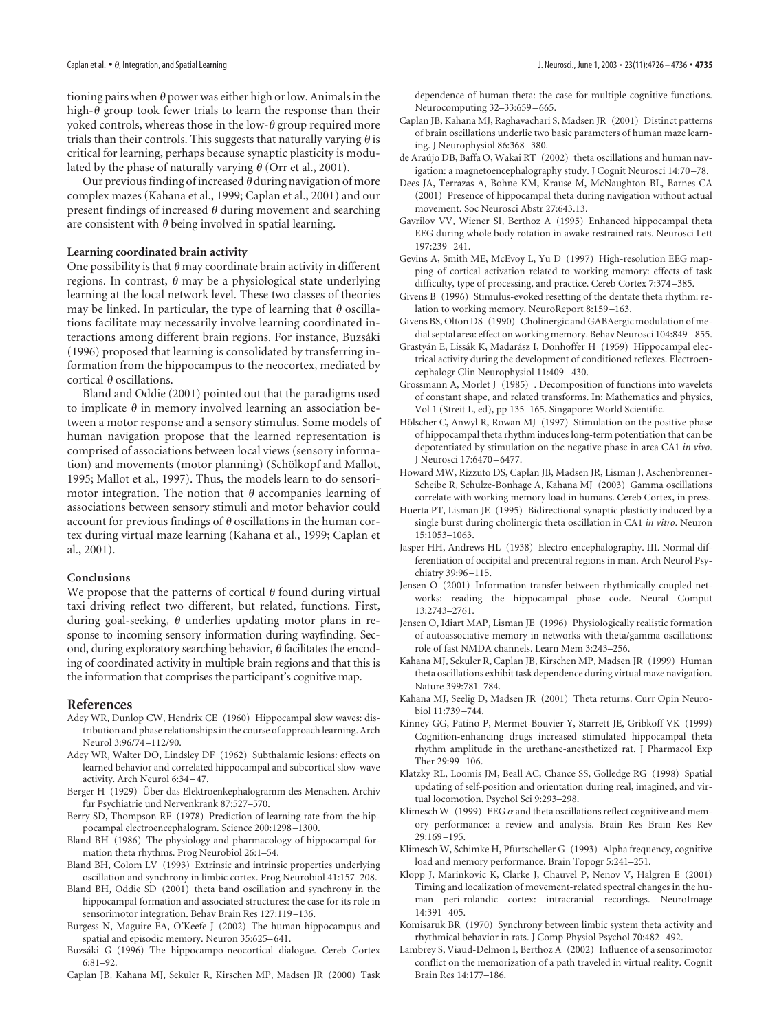tioning pairs when $\theta$ power was either high or low. Animals in the high-$\theta$ group took fewer trials to learn the response than their yoked controls, whereas those in the low-$\theta$ group required more trials than their controls. This suggests that naturally varying $\theta$ is critical for learning, perhaps because synaptic plasticity is modulated by the phase of naturally varying $\theta$ (Orr et al., 2001).

Our previous finding of increased $\theta$ during navigation of more complex mazes (Kahana et al., 1999; Caplan et al., 2001) and our present findings of increased $\theta$ during movement and searching are consistent with $\theta$ being involved in spatial learning.

### Learning coordinated brain activity

One possibility is that $\theta$ may coordinate brain activity in different regions. In contrast, $\theta$ may be a physiological state underlying learning at the local network level. These two classes of theories may be linked. In particular, the type of learning that $\theta$ oscillations facilitate may necessarily involve learning coordinated interactions among different brain regions. For instance, Buzsáki (1996) proposed that learning is consolidated by transferring information from the hippocampus to the neocortex, mediated by cortical $\theta$ oscillations.

Bland and Oddie (2001) pointed out that the paradigms used to implicate $\theta$ in memory involved learning an association between a motor response and a sensory stimulus. Some models of human navigation propose that the learned representation is comprised of associations between local views (sensory information) and movements (motor planning) (Schölkopf and Mallot, 1995; Mallot et al., 1997). Thus, the models learn to do sensorimotor integration. The notion that $\theta$ accompanies learning of associations between sensory stimuli and motor behavior could account for previous findings of $\theta$ oscillations in the human cortex during virtual maze learning (Kahana et al., 1999; Caplan et al., 2001).

### Conclusions

We propose that the patterns of cortical $\theta$ found during virtual taxi driving reflect two different, but related, functions. First, during goal-seeking, $\theta$ underlies updating motor plans in response to incoming sensory information during wayfinding. Second, during exploratory searching behavior, $\theta$ facilitates the encoding of coordinated activity in multiple brain regions and that this is the information that comprises the participant's cognitive map.

## References

Adey WR, Dunlop CW, Hendrix CE (1960) Hippocampal slow waves: distribution and phase relationships in the course of approach learning. Arch Neurol 3:96/74–112/90.

Adey WR, Walter DO, Lindsley DF (1962) Subthalamic lesions: effects on learned behavior and correlated hippocampal and subcortical slow-wave activity. Arch Neurol 6:34–47.

Berger H (1929) Über das Elektroenkephalogramm des Menschen. Archiv für Psychiatrie und Nervenkrank 87:527–570.

Berry SD, Thompson RF (1978) Prediction of learning rate from the hippocampal electroencephalogram. Science 200:1298–1300.

Bland BH (1986) The physiology and pharmacology of hippocampal formation theta rhythms. Prog Neurobiol 26:1–54.

Bland BH, Colom LV (1993) Extrinsic and intrinsic properties underlying oscillation and synchrony in limbic cortex. Prog Neurobiol 41:157–208.

Bland BH, Oddie SD (2001) theta band oscillation and synchrony in the hippocampal formation and associated structures: the case for its role in sensorimotor integration. Behav Brain Res 127:119–136.

Burgess N, Maguire EA, O'Keefe J (2002) The human hippocampus and spatial and episodic memory. Neuron 35:625–641.

Buzsáki G (1996) The hippocampo-neocortical dialogue. Cereb Cortex 6:81–92.

Caplan JB, Kahana MJ, Sekuler R, Kirschen MP, Madsen JR (2000) Task dependence of human theta: the case for multiple cognitive functions. Neurocomputing 32–33:659–665.

Caplan JB, Kahana MJ, Raghavachari S, Madsen JR (2001) Distinct patterns of brain oscillations underlie two basic parameters of human maze learning. J Neurophysiol 86:368–380.

de Araújo DB, Baffa O, Wakai RT (2002) theta oscillations and human navigation: a magnetoencephalography study. J Cognit Neurosci 14:70–78.

Dees JA, Terrazas A, Bohne KM, Krause M, McNaughton BL, Barnes CA (2001) Presence of hippocampal theta during navigation without actual movement. Soc Neurosci Abstr 27:643.13.

Gavrilov VV, Wiener SI, Berthoz A (1995) Enhanced hippocampal theta EEG during whole body rotation in awake restrained rats. Neurosci Lett 197:239–241.

Gevins A, Smith ME, McEvoy L, Yu D (1997) High-resolution EEG mapping of cortical activation related to working memory: effects of task difficulty, type of processing, and practice. Cereb Cortex 7:374–385.

Givens B (1996) Stimulus-evoked resetting of the dentate theta rhythm: relation to working memory. NeuroReport 8:159–163.

Givens BS, Olton DS (1990) Cholinergic and GABAergic modulation of medial septal area: effect on working memory. Behav Neurosci 104:849–855.

Grastyán E, Lissák K, Madarász I, Donhoffer H (1959) Hippocampal electrical activity during the development of conditioned reflexes. Electroencephalogr Clin Neurophysiol 11:409–430.

Grossmann A, Morlet J (1985) . Decomposition of functions into wavelets of constant shape, and related transforms. In: Mathematics and physics, Vol 1 (Streit L, ed), pp 135–165. Singapore: World Scientific.

Hölscher C, Anwyl R, Rowan MJ (1997) Stimulation on the positive phase of hippocampal theta rhythm induces long-term potentiation that can be depotentiated by stimulation on the negative phase in area CA1 *in vivo*. J Neurosci 17:6470–6477.

Howard MW, Rizzuto DS, Caplan JB, Madsen JR, Lisman J, Aschenbrenner-Scheibe R, Schulze-Bonhage A, Kahana MJ (2003) Gamma oscillations correlate with working memory load in humans. Cereb Cortex, in press.

Huerta PT, Lisman JE (1995) Bidirectional synaptic plasticity induced by a single burst during cholinergic theta oscillation in CA1 *in vitro*. Neuron 15:1053–1063.

Jasper HH, Andrews HL (1938) Electro-encephalography. III. Normal differentiation of occipital and precentral regions in man. Arch Neurol Psychiatry 39:96–115.

Jensen O (2001) Information transfer between rhythmically coupled networks: reading the hippocampal phase code. Neural Comput 13:2743–2761.

Jensen O, Idiart MAP, Lisman JE (1996) Physiologically realistic formation of autoassociative memory in networks with theta/gamma oscillations: role of fast NMDA channels. Learn Mem 3:243–256.

Kahana MJ, Sekuler R, Caplan JB, Kirschen MP, Madsen JR (1999) Human theta oscillations exhibit task dependence during virtual maze navigation. Nature 399:781–784.

Kahana MJ, Seelig D, Madsen JR (2001) Theta returns. Curr Opin Neurobiol 11:739–744.

Kinney GG, Patino P, Mermet-Bouvier Y, Starrett JE, Gribkoff VK (1999) Cognition-enhancing drugs increased stimulated hippocampal theta rhythm amplitude in the urethane-anesthetized rat. J Pharmacol Exp Ther 29:99–106.

Klatzky RL, Loomis JM, Beall AC, Chance SS, Golledge RG (1998) Spatial updating of self-position and orientation during real, imagined, and virtual locomotion. Psychol Sci 9:293–298.

Klimesch W (1999) EEG $\alpha$ and theta oscillations reflect cognitive and memory performance: a review and analysis. Brain Res Brain Res Rev 29:169–195.

Klimesch W, Schimke H, Pfurtscheller G (1993) Alpha frequency, cognitive load and memory performance. Brain Topogr 5:241–251.

Klopp J, Marinkovic K, Clarke J, Chauvel P, Nenov V, Halgren E (2001) Timing and localization of movement-related spectral changes in the human peri-rolandic cortex: intracranial recordings. NeuroImage 14:391–405.

Komisaruk BR (1970) Synchrony between limbic system theta activity and rhythmical behavior in rats. J Comp Physiol Psychol 70:482–492.

Lambrey S, Viaud-Delmon I, Berthoz A (2002) Influence of a sensorimotor conflict on the memorization of a path traveled in virtual reality. Cognit Brain Res 14:177–186.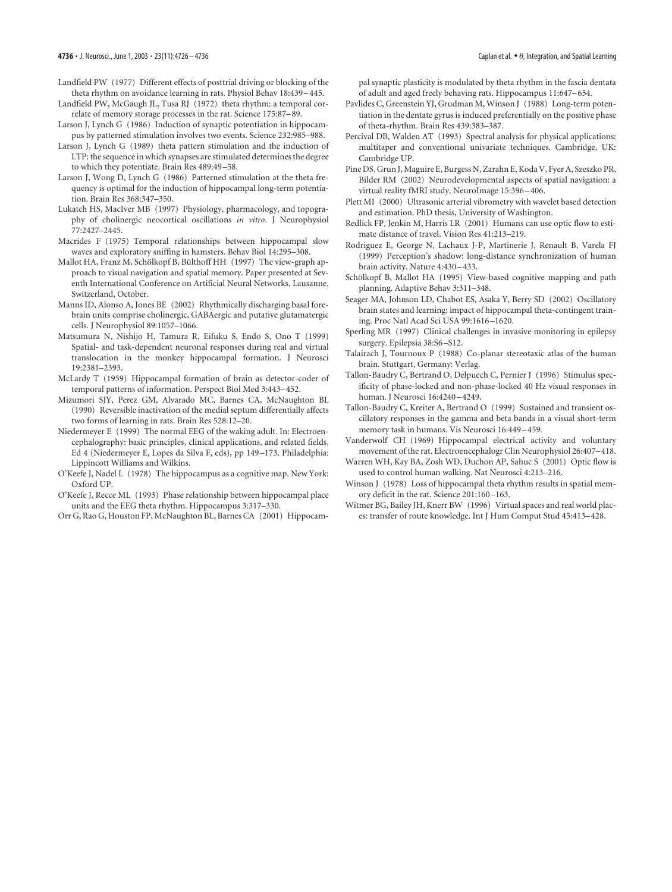Landfield PW (1977) Different effects of posttrial driving or blocking of the theta rhythm on avoidance learning in rats. Physiol Behav 18:439–445.

Landfield PW, McGaugh JL, Tusa RJ (1972) theta rhythm: a temporal correlate of memory storage processes in the rat. Science 175:87–89.

Larson J, Lynch G (1986) Induction of synaptic potentiation in hippocampus by patterned stimulation involves two events. Science 232:985–988.

Larson J, Lynch G (1989) theta pattern stimulation and the induction of LTP: the sequence in which synapses are stimulated determines the degree to which they potentiate. Brain Res 489:49–58.

Larson J, Wong D, Lynch G (1986) Patterned stimulation at the theta frequency is optimal for the induction of hippocampal long-term potentiation. Brain Res 368:347–350.

Lukatch HS, MacIver MB (1997) Physiology, pharmacology, and topography of cholinergic neocortical oscillations *in vitro*. J Neurophysiol 77:2427–2445.

Macrides F (1975) Temporal relationships between hippocampal slow waves and exploratory sniffing in hamsters. Behav Biol 14:295–308.

Mallot HA, Franz M, Schölkopf B, Bülthoff HH (1997) The view-graph approach to visual navigation and spatial memory. Paper presented at Seventh International Conference on Artificial Neural Networks, Lausanne, Switzerland, October.

Manns ID, Alonso A, Jones BE (2002) Rhythmically discharging basal forebrain units comprise cholinergic, GABAergic and putative glutamatergic cells. J Neurophysiol 89:1057–1066.

Matsumura N, Nishijo H, Tamura R, Eifuku S, Endo S, Ono T (1999) Spatial- and task-dependent neuronal responses during real and virtual translocation in the monkey hippocampal formation. J Neurosci 19:2381–2393.

McLardy T (1959) Hippocampal formation of brain as detector-coder of temporal patterns of information. Perspect Biol Med 3:443–452.

Mizumori SJY, Perez GM, Alvarado MC, Barnes CA, McNaughton BL (1990) Reversible inactivation of the medial septum differentially affects two forms of learning in rats. Brain Res 528:12–20.

Niedermeyer E (1999) The normal EEG of the waking adult. In: Electroencephalography: basic principles, clinical applications, and related fields, Ed 4 (Niedermeyer E, Lopes da Silva F, eds), pp 149–173. Philadelphia: Lippincott Williams and Wilkins.

O'Keefe J, Nadel L (1978) The hippocampus as a cognitive map. New York: Oxford UP.

O'Keefe J, Recce ML (1993) Phase relationship between hippocampal place units and the EEG theta rhythm. Hippocampus 3:317–330.

Orr G, Rao G, Houston FP, McNaughton BL, Barnes CA (2001) Hippocampal synaptic plasticity is modulated by theta rhythm in the fascia dentata of adult and aged freely behaving rats. Hippocampus 11:647–654.

Pavlides C, Greenstein YJ, Grudman M, Winson J (1988) Long-term potentiation in the dentate gyrus is induced preferentially on the positive phase of theta-rhythm. Brain Res 439:383–387.

Percival DB, Walden AT (1993) Spectral analysis for physical applications: multitaper and conventional univariate techniques. Cambridge, UK: Cambridge UP.

Pine DS, Grun J, Maguire E, Burgess N, Zarahn E, Koda V, Fyer A, Szeszko PR, Bilder RM (2002) Neurodevelopmental aspects of spatial navigation: a virtual reality fMRI study. NeuroImage 15:396–406.

Plett MI (2000) Ultrasonic arterial vibrometry with wavelet based detection and estimation. PhD thesis, University of Washington.

Redlick FP, Jenkin M, Harris LR (2001) Humans can use optic flow to estimate distance of travel. Vision Res 41:213–219.

Rodriguez E, George N, Lachaux J-P, Martinerie J, Renault B, Varela FJ (1999) Perception's shadow: long-distance synchronization of human brain activity. Nature 4:430–433.

Schölkopf B, Mallot HA (1995) View-based cognitive mapping and path planning. Adaptive Behav 3:311–348.

Seager MA, Johnson LD, Chabot ES, Asaka Y, Berry SD (2002) Oscillatory brain states and learning: impact of hippocampal theta-contingent training. Proc Natl Acad Sci USA 99:1616–1620.

Sperling MR (1997) Clinical challenges in invasive monitoring in epilepsy surgery. Epilepsia 38:S6–S12.

Talairach J, Tournoux P (1988) Co-planar stereotaxic atlas of the human brain. Stuttgart, Germany: Verlag.

Tallon-Baudry C, Bertrand O, Delpuech C, Pernier J (1996) Stimulus specificity of phase-locked and non-phase-locked 40 Hz visual responses in human. J Neurosci 16:4240–4249.

Tallon-Baudry C, Kreiter A, Bertrand O (1999) Sustained and transient oscillatory responses in the gamma and beta bands in a visual short-term memory task in humans. Vis Neurosci 16:449–459.

Vanderwolf CH (1969) Hippocampal electrical activity and voluntary movement of the rat. Electroencephalogr Clin Neurophysiol 26:407–418.

Warren WH, Kay BA, Zosh WD, Duchon AP, Sahuc S (2001) Optic flow is used to control human walking. Nat Neurosci 4:213–216.

Winson J (1978) Loss of hippocampal theta rhythm results in spatial memory deficit in the rat. Science 201:160–163.

Witmer BG, Bailey JH, Knerr BW (1996) Virtual spaces and real world places: transfer of route knowledge. Int J Hum Comput Stud 45:413–428.